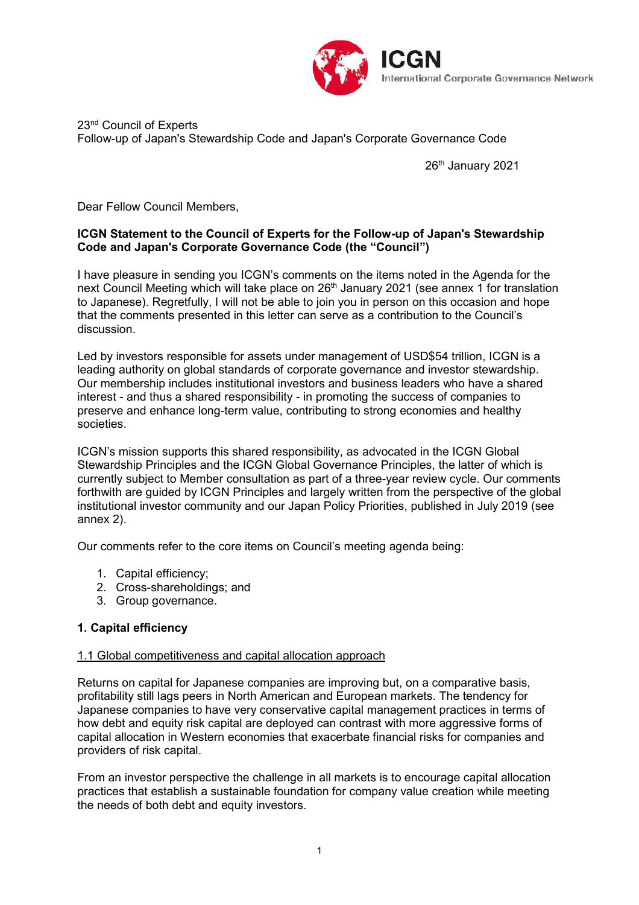ICGN

International Corporate Governance Network

23rd Council of Experts
Follow-up of Japan's Stewardship Code and Japan's Corporate Governance Code

26th January 2021

Dear Fellow Council Members,

**ICGN Statement to the Council of Experts for the Follow-up of Japan's Stewardship Code and Japan's Corporate Governance Code (the "Council")**

I have pleasure in sending you ICGN's comments on the items noted in the Agenda for the next Council Meeting which will take place on 26th January 2021 (see annex 1 for translation to Japanese). Regretfully, I will not be able to join you in person on this occasion and hope that the comments presented in this letter can serve as a contribution to the Council's discussion.

Led by investors responsible for assets under management of USD$54 trillion, ICGN is a leading authority on global standards of corporate governance and investor stewardship. Our membership includes institutional investors and business leaders who have a shared interest - and thus a shared responsibility - in promoting the success of companies to preserve and enhance long-term value, contributing to strong economies and healthy societies.

ICGN's mission supports this shared responsibility, as advocated in the ICGN Global Stewardship Principles and the ICGN Global Governance Principles, the latter of which is currently subject to Member consultation as part of a three-year review cycle. Our comments forthwith are guided by ICGN Principles and largely written from the perspective of the global institutional investor community and our Japan Policy Priorities, published in July 2019 (see annex 2).

Our comments refer to the core items on Council's meeting agenda being:

1. Capital efficiency;
2. Cross-shareholdings; and
3. Group governance.

**1. Capital efficiency**

1.1 Global competitiveness and capital allocation approach

Returns on capital for Japanese companies are improving but, on a comparative basis, profitability still lags peers in North American and European markets. The tendency for Japanese companies to have very conservative capital management practices in terms of how debt and equity risk capital are deployed can contrast with more aggressive forms of capital allocation in Western economies that exacerbate financial risks for companies and providers of risk capital.

From an investor perspective the challenge in all markets is to encourage capital allocation practices that establish a sustainable foundation for company value creation while meeting the needs of both debt and equity investors.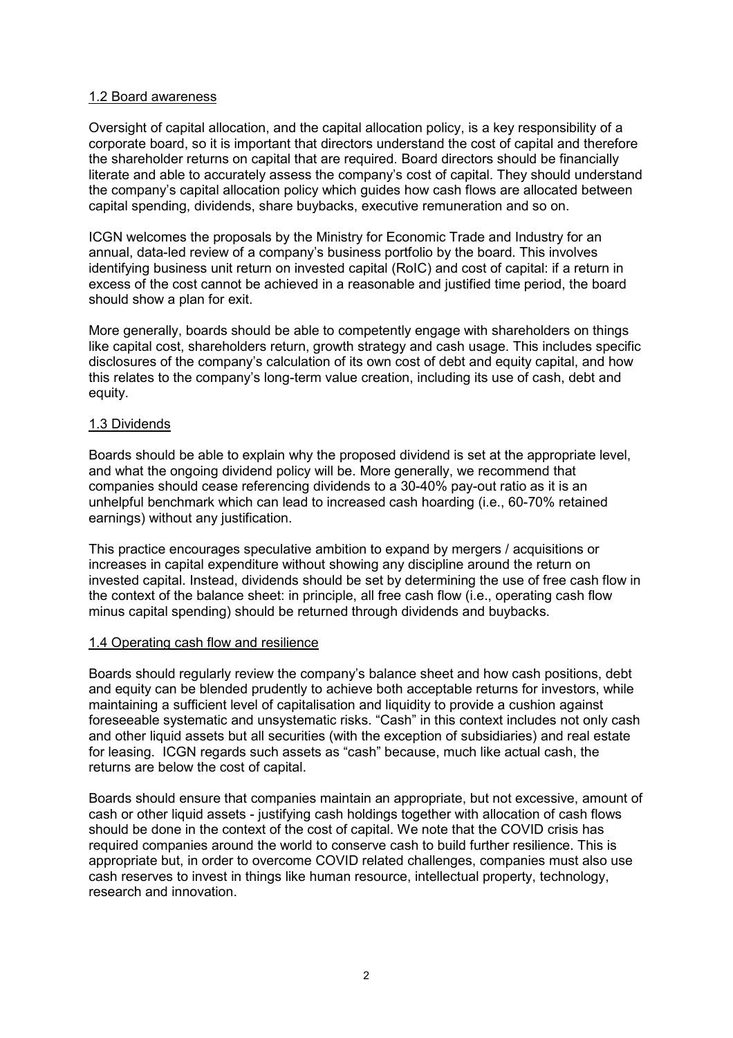### 1.2 Board awareness

Oversight of capital allocation, and the capital allocation policy, is a key responsibility of a corporate board, so it is important that directors understand the cost of capital and therefore the shareholder returns on capital that are required. Board directors should be financially literate and able to accurately assess the company's cost of capital. They should understand the company's capital allocation policy which guides how cash flows are allocated between capital spending, dividends, share buybacks, executive remuneration and so on.

ICGN welcomes the proposals by the Ministry for Economic Trade and Industry for an annual, data-led review of a company's business portfolio by the board. This involves identifying business unit return on invested capital (RoIC) and cost of capital: if a return in excess of the cost cannot be achieved in a reasonable and justified time period, the board should show a plan for exit.

More generally, boards should be able to competently engage with shareholders on things like capital cost, shareholders return, growth strategy and cash usage. This includes specific disclosures of the company's calculation of its own cost of debt and equity capital, and how this relates to the company's long-term value creation, including its use of cash, debt and equity.

### 1.3 Dividends

Boards should be able to explain why the proposed dividend is set at the appropriate level, and what the ongoing dividend policy will be. More generally, we recommend that companies should cease referencing dividends to a 30-40% pay-out ratio as it is an unhelpful benchmark which can lead to increased cash hoarding (i.e., 60-70% retained earnings) without any justification.

This practice encourages speculative ambition to expand by mergers / acquisitions or increases in capital expenditure without showing any discipline around the return on invested capital. Instead, dividends should be set by determining the use of free cash flow in the context of the balance sheet: in principle, all free cash flow (i.e., operating cash flow minus capital spending) should be returned through dividends and buybacks.

### 1.4 Operating cash flow and resilience

Boards should regularly review the company's balance sheet and how cash positions, debt and equity can be blended prudently to achieve both acceptable returns for investors, while maintaining a sufficient level of capitalisation and liquidity to provide a cushion against foreseeable systematic and unsystematic risks. "Cash" in this context includes not only cash and other liquid assets but all securities (with the exception of subsidiaries) and real estate for leasing. ICGN regards such assets as "cash" because, much like actual cash, the returns are below the cost of capital.

Boards should ensure that companies maintain an appropriate, but not excessive, amount of cash or other liquid assets - justifying cash holdings together with allocation of cash flows should be done in the context of the cost of capital. We note that the COVID crisis has required companies around the world to conserve cash to build further resilience. This is appropriate but, in order to overcome COVID related challenges, companies must also use cash reserves to invest in things like human resource, intellectual property, technology, research and innovation.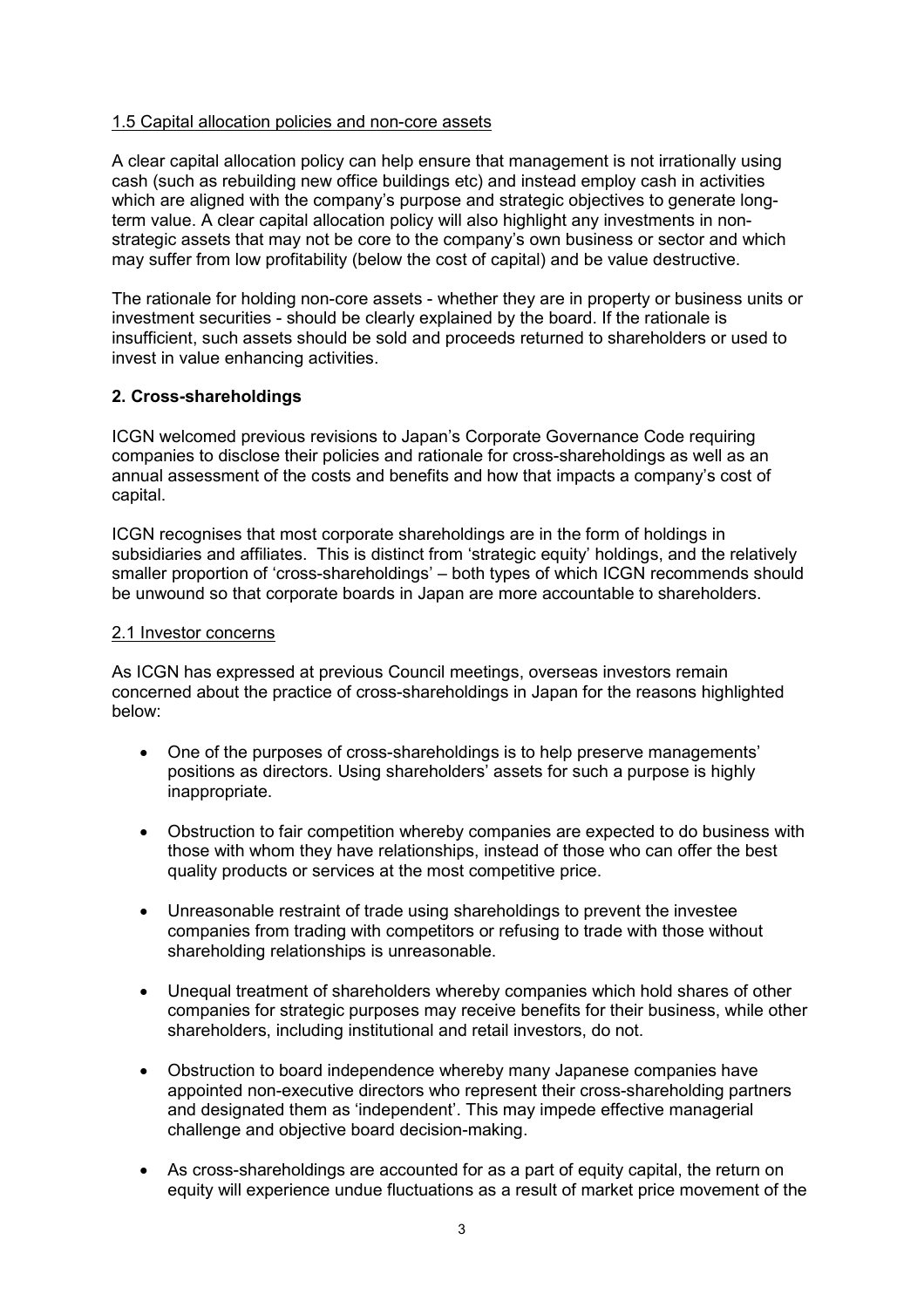<u>1.5 Capital allocation policies and non-core assets</u>

A clear capital allocation policy can help ensure that management is not irrationally using cash (such as rebuilding new office buildings etc) and instead employ cash in activities which are aligned with the company's purpose and strategic objectives to generate long-term value. A clear capital allocation policy will also highlight any investments in non-strategic assets that may not be core to the company's own business or sector and which may suffer from low profitability (below the cost of capital) and be value destructive.

The rationale for holding non-core assets - whether they are in property or business units or investment securities - should be clearly explained by the board. If the rationale is insufficient, such assets should be sold and proceeds returned to shareholders or used to invest in value enhancing activities.

## 2. Cross-shareholdings

ICGN welcomed previous revisions to Japan's Corporate Governance Code requiring companies to disclose their policies and rationale for cross-shareholdings as well as an annual assessment of the costs and benefits and how that impacts a company's cost of capital.

ICGN recognises that most corporate shareholdings are in the form of holdings in subsidiaries and affiliates. This is distinct from 'strategic equity' holdings, and the relatively smaller proportion of 'cross-shareholdings' – both types of which ICGN recommends should be unwound so that corporate boards in Japan are more accountable to shareholders.

<u>2.1 Investor concerns</u>

As ICGN has expressed at previous Council meetings, overseas investors remain concerned about the practice of cross-shareholdings in Japan for the reasons highlighted below:

- One of the purposes of cross-shareholdings is to help preserve managements' positions as directors. Using shareholders' assets for such a purpose is highly inappropriate.
- Obstruction to fair competition whereby companies are expected to do business with those with whom they have relationships, instead of those who can offer the best quality products or services at the most competitive price.
- Unreasonable restraint of trade using shareholdings to prevent the investee companies from trading with competitors or refusing to trade with those without shareholding relationships is unreasonable.
- Unequal treatment of shareholders whereby companies which hold shares of other companies for strategic purposes may receive benefits for their business, while other shareholders, including institutional and retail investors, do not.
- Obstruction to board independence whereby many Japanese companies have appointed non-executive directors who represent their cross-shareholding partners and designated them as 'independent'. This may impede effective managerial challenge and objective board decision-making.
- As cross-shareholdings are accounted for as a part of equity capital, the return on equity will experience undue fluctuations as a result of market price movement of the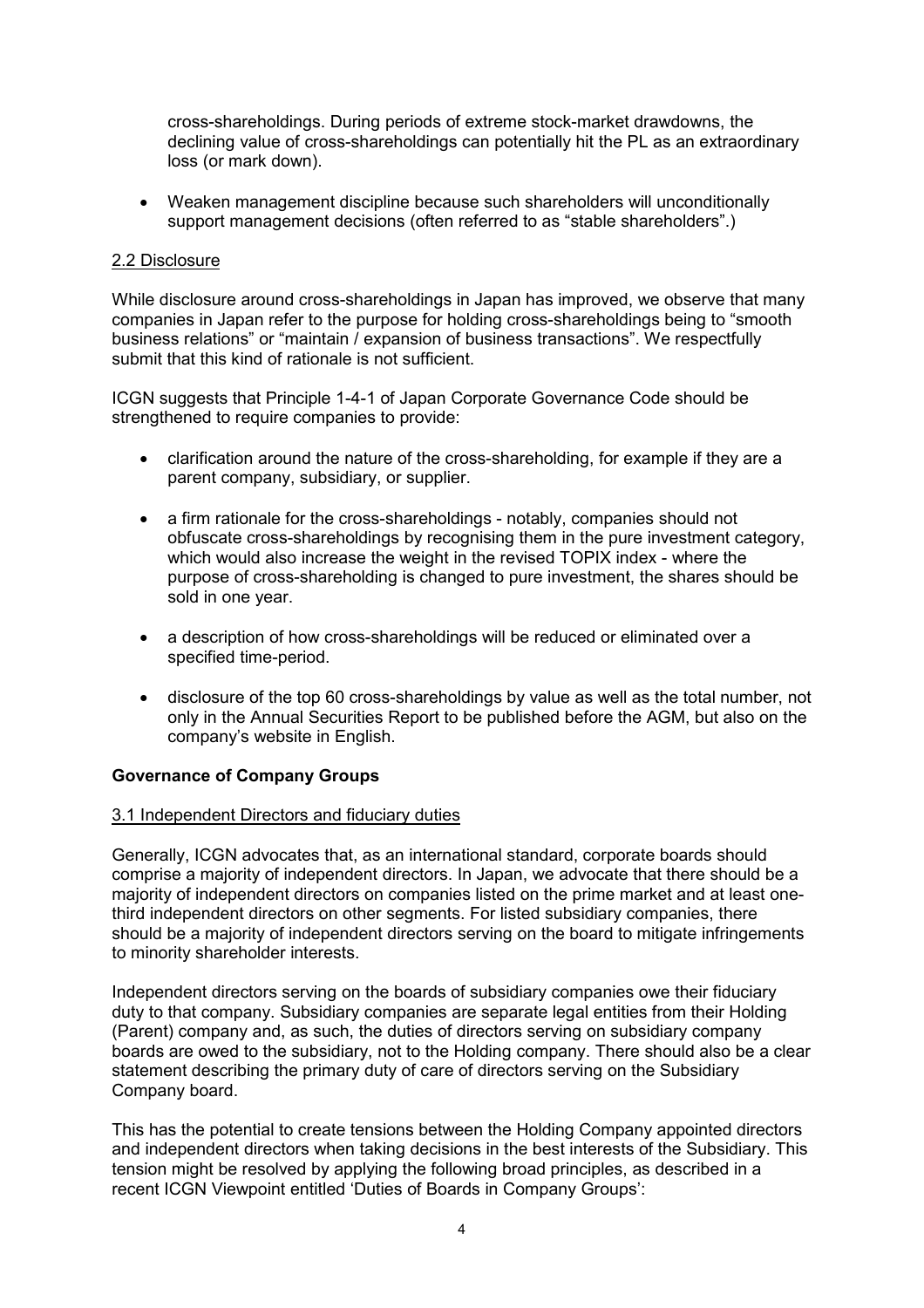cross-shareholdings. During periods of extreme stock-market drawdowns, the declining value of cross-shareholdings can potentially hit the PL as an extraordinary loss (or mark down).

- Weaken management discipline because such shareholders will unconditionally support management decisions (often referred to as "stable shareholders".)

### 2.2 Disclosure

While disclosure around cross-shareholdings in Japan has improved, we observe that many companies in Japan refer to the purpose for holding cross-shareholdings being to "smooth business relations" or "maintain / expansion of business transactions". We respectfully submit that this kind of rationale is not sufficient.

ICGN suggests that Principle 1-4-1 of Japan Corporate Governance Code should be strengthened to require companies to provide:

- clarification around the nature of the cross-shareholding, for example if they are a parent company, subsidiary, or supplier.
- a firm rationale for the cross-shareholdings - notably, companies should not obfuscate cross-shareholdings by recognising them in the pure investment category, which would also increase the weight in the revised TOPIX index - where the purpose of cross-shareholding is changed to pure investment, the shares should be sold in one year.
- a description of how cross-shareholdings will be reduced or eliminated over a specified time-period.
- disclosure of the top 60 cross-shareholdings by value as well as the total number, not only in the Annual Securities Report to be published before the AGM, but also on the company's website in English.

## Governance of Company Groups

### 3.1 Independent Directors and fiduciary duties

Generally, ICGN advocates that, as an international standard, corporate boards should comprise a majority of independent directors. In Japan, we advocate that there should be a majority of independent directors on companies listed on the prime market and at least one-third independent directors on other segments. For listed subsidiary companies, there should be a majority of independent directors serving on the board to mitigate infringements to minority shareholder interests.

Independent directors serving on the boards of subsidiary companies owe their fiduciary duty to that company. Subsidiary companies are separate legal entities from their Holding (Parent) company and, as such, the duties of directors serving on subsidiary company boards are owed to the subsidiary, not to the Holding company. There should also be a clear statement describing the primary duty of care of directors serving on the Subsidiary Company board.

This has the potential to create tensions between the Holding Company appointed directors and independent directors when taking decisions in the best interests of the Subsidiary. This tension might be resolved by applying the following broad principles, as described in a recent ICGN Viewpoint entitled 'Duties of Boards in Company Groups':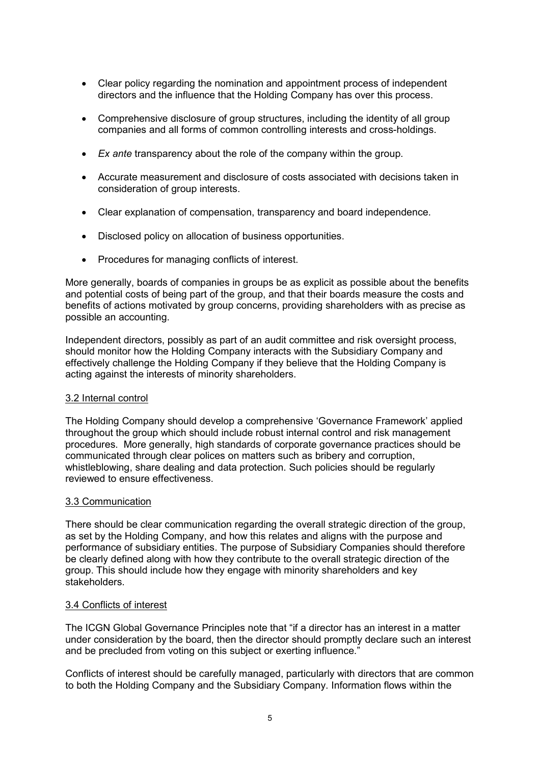- Clear policy regarding the nomination and appointment process of independent directors and the influence that the Holding Company has over this process.
- Comprehensive disclosure of group structures, including the identity of all group companies and all forms of common controlling interests and cross-holdings.
- *Ex ante* transparency about the role of the company within the group.
- Accurate measurement and disclosure of costs associated with decisions taken in consideration of group interests.
- Clear explanation of compensation, transparency and board independence.
- Disclosed policy on allocation of business opportunities.
- Procedures for managing conflicts of interest.

More generally, boards of companies in groups be as explicit as possible about the benefits and potential costs of being part of the group, and that their boards measure the costs and benefits of actions motivated by group concerns, providing shareholders with as precise as possible an accounting.

Independent directors, possibly as part of an audit committee and risk oversight process, should monitor how the Holding Company interacts with the Subsidiary Company and effectively challenge the Holding Company if they believe that the Holding Company is acting against the interests of minority shareholders.

### 3.2 Internal control

The Holding Company should develop a comprehensive 'Governance Framework' applied throughout the group which should include robust internal control and risk management procedures. More generally, high standards of corporate governance practices should be communicated through clear polices on matters such as bribery and corruption, whistleblowing, share dealing and data protection. Such policies should be regularly reviewed to ensure effectiveness.

### 3.3 Communication

There should be clear communication regarding the overall strategic direction of the group, as set by the Holding Company, and how this relates and aligns with the purpose and performance of subsidiary entities. The purpose of Subsidiary Companies should therefore be clearly defined along with how they contribute to the overall strategic direction of the group. This should include how they engage with minority shareholders and key stakeholders.

### 3.4 Conflicts of interest

The ICGN Global Governance Principles note that "if a director has an interest in a matter under consideration by the board, then the director should promptly declare such an interest and be precluded from voting on this subject or exerting influence."

Conflicts of interest should be carefully managed, particularly with directors that are common to both the Holding Company and the Subsidiary Company. Information flows within the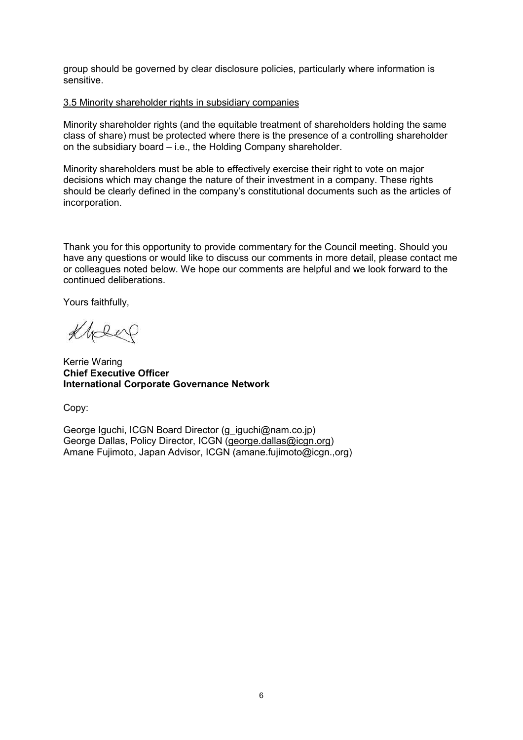group should be governed by clear disclosure policies, particularly where information is sensitive.

3.5 Minority shareholder rights in subsidiary companies

Minority shareholder rights (and the equitable treatment of shareholders holding the same class of share) must be protected where there is the presence of a controlling shareholder on the subsidiary board – i.e., the Holding Company shareholder.

Minority shareholders must be able to effectively exercise their right to vote on major decisions which may change the nature of their investment in a company. These rights should be clearly defined in the company's constitutional documents such as the articles of incorporation.

Thank you for this opportunity to provide commentary for the Council meeting. Should you have any questions or would like to discuss our comments in more detail, please contact me or colleagues noted below. We hope our comments are helpful and we look forward to the continued deliberations.

Yours faithfully,

Kerrie Waring
**Chief Executive Officer**
**International Corporate Governance Network**

Copy:

George Iguchi, ICGN Board Director (g_iguchi@nam.co.jp)
George Dallas, Policy Director, ICGN (george.dallas@icgn.org)
Amane Fujimoto, Japan Advisor, ICGN (amane.fujimoto@icgn.,org)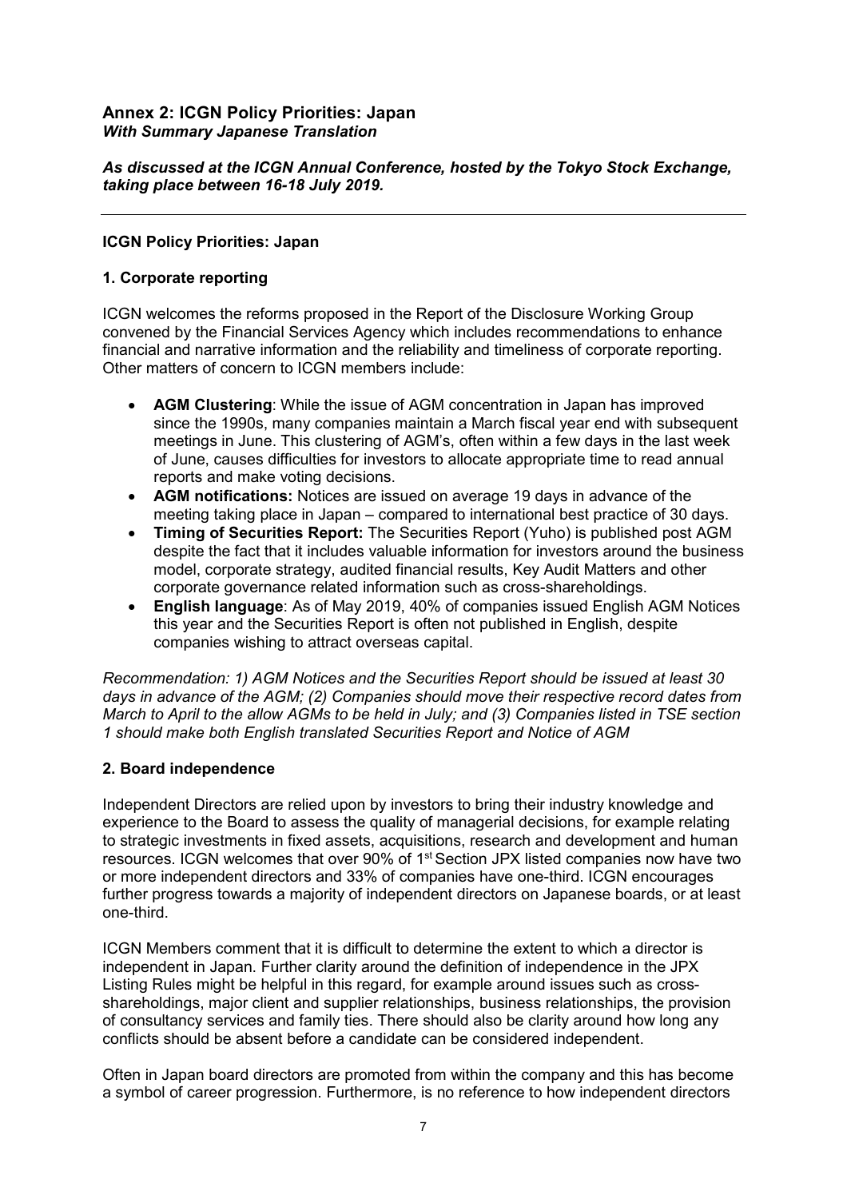## Annex 2: ICGN Policy Priorities: Japan
### *With Summary Japanese Translation*

***As discussed at the ICGN Annual Conference, hosted by the Tokyo Stock Exchange, taking place between 16-18 July 2019.***

---

### ICGN Policy Priorities: Japan

#### 1. Corporate reporting

ICGN welcomes the reforms proposed in the Report of the Disclosure Working Group convened by the Financial Services Agency which includes recommendations to enhance financial and narrative information and the reliability and timeliness of corporate reporting. Other matters of concern to ICGN members include:

- **AGM Clustering**: While the issue of AGM concentration in Japan has improved since the 1990s, many companies maintain a March fiscal year end with subsequent meetings in June. This clustering of AGM's, often within a few days in the last week of June, causes difficulties for investors to allocate appropriate time to read annual reports and make voting decisions.
- **AGM notifications:** Notices are issued on average 19 days in advance of the meeting taking place in Japan – compared to international best practice of 30 days.
- **Timing of Securities Report:** The Securities Report (Yuho) is published post AGM despite the fact that it includes valuable information for investors around the business model, corporate strategy, audited financial results, Key Audit Matters and other corporate governance related information such as cross-shareholdings.
- **English language**: As of May 2019, 40% of companies issued English AGM Notices this year and the Securities Report is often not published in English, despite companies wishing to attract overseas capital.

*Recommendation: 1) AGM Notices and the Securities Report should be issued at least 30 days in advance of the AGM; (2) Companies should move their respective record dates from March to April to the allow AGMs to be held in July; and (3) Companies listed in TSE section 1 should make both English translated Securities Report and Notice of AGM*

#### 2. Board independence

Independent Directors are relied upon by investors to bring their industry knowledge and experience to the Board to assess the quality of managerial decisions, for example relating to strategic investments in fixed assets, acquisitions, research and development and human resources. ICGN welcomes that over 90% of 1st Section JPX listed companies now have two or more independent directors and 33% of companies have one-third. ICGN encourages further progress towards a majority of independent directors on Japanese boards, or at least one-third.

ICGN Members comment that it is difficult to determine the extent to which a director is independent in Japan. Further clarity around the definition of independence in the JPX Listing Rules might be helpful in this regard, for example around issues such as cross-shareholdings, major client and supplier relationships, business relationships, the provision of consultancy services and family ties. There should also be clarity around how long any conflicts should be absent before a candidate can be considered independent.

Often in Japan board directors are promoted from within the company and this has become a symbol of career progression. Furthermore, is no reference to how independent directors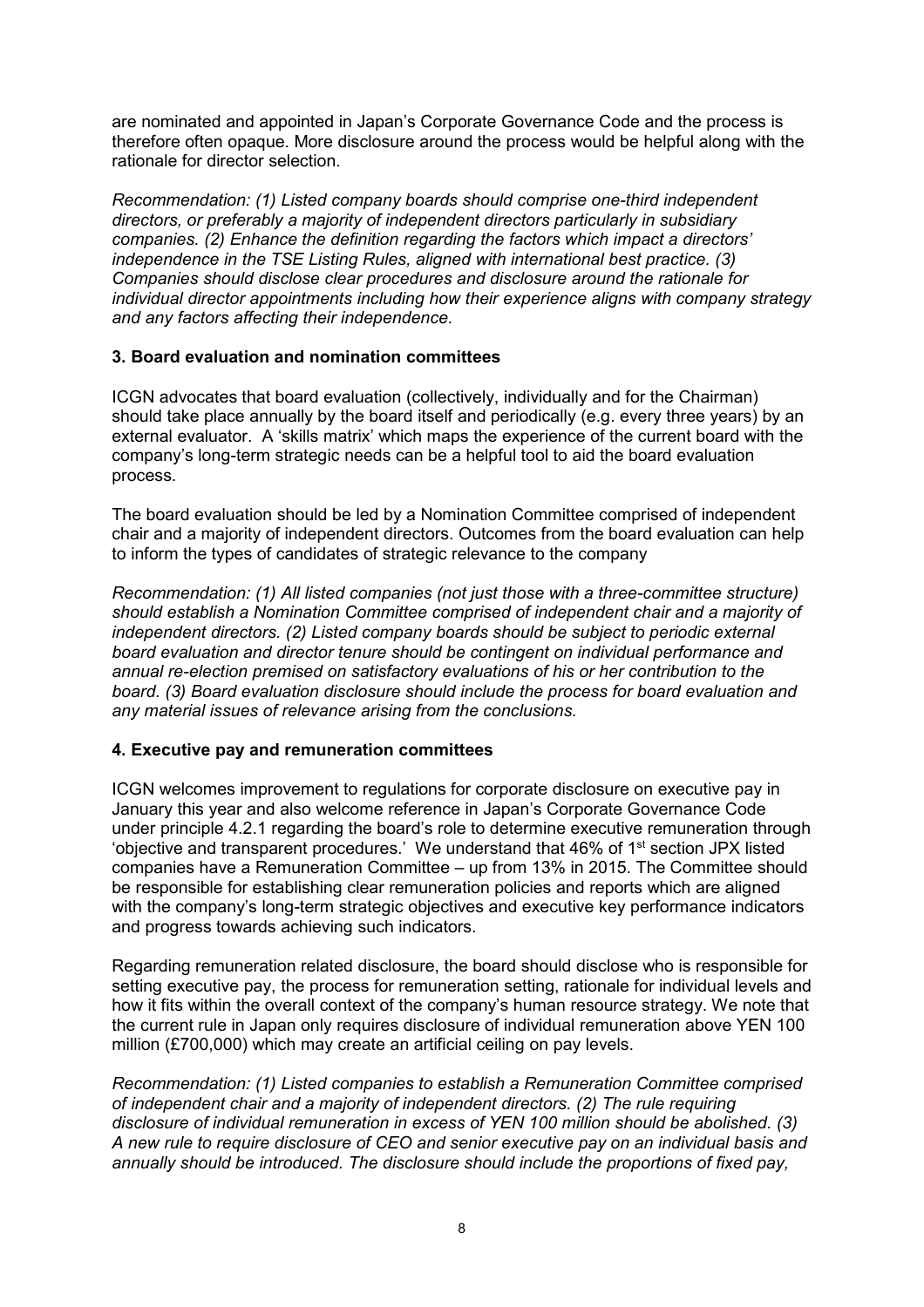are nominated and appointed in Japan's Corporate Governance Code and the process is therefore often opaque. More disclosure around the process would be helpful along with the rationale for director selection.

*Recommendation: (1) Listed company boards should comprise one-third independent directors, or preferably a majority of independent directors particularly in subsidiary companies. (2) Enhance the definition regarding the factors which impact a directors' independence in the TSE Listing Rules, aligned with international best practice. (3) Companies should disclose clear procedures and disclosure around the rationale for individual director appointments including how their experience aligns with company strategy and any factors affecting their independence.*

### 3. Board evaluation and nomination committees

ICGN advocates that board evaluation (collectively, individually and for the Chairman) should take place annually by the board itself and periodically (e.g. every three years) by an external evaluator. A 'skills matrix' which maps the experience of the current board with the company's long-term strategic needs can be a helpful tool to aid the board evaluation process.

The board evaluation should be led by a Nomination Committee comprised of independent chair and a majority of independent directors. Outcomes from the board evaluation can help to inform the types of candidates of strategic relevance to the company

*Recommendation: (1) All listed companies (not just those with a three-committee structure) should establish a Nomination Committee comprised of independent chair and a majority of independent directors. (2) Listed company boards should be subject to periodic external board evaluation and director tenure should be contingent on individual performance and annual re-election premised on satisfactory evaluations of his or her contribution to the board. (3) Board evaluation disclosure should include the process for board evaluation and any material issues of relevance arising from the conclusions.*

### 4. Executive pay and remuneration committees

ICGN welcomes improvement to regulations for corporate disclosure on executive pay in January this year and also welcome reference in Japan's Corporate Governance Code under principle 4.2.1 regarding the board's role to determine executive remuneration through 'objective and transparent procedures.' We understand that 46% of 1st section JPX listed companies have a Remuneration Committee – up from 13% in 2015. The Committee should be responsible for establishing clear remuneration policies and reports which are aligned with the company's long-term strategic objectives and executive key performance indicators and progress towards achieving such indicators.

Regarding remuneration related disclosure, the board should disclose who is responsible for setting executive pay, the process for remuneration setting, rationale for individual levels and how it fits within the overall context of the company's human resource strategy. We note that the current rule in Japan only requires disclosure of individual remuneration above YEN 100 million (£700,000) which may create an artificial ceiling on pay levels.

*Recommendation: (1) Listed companies to establish a Remuneration Committee comprised of independent chair and a majority of independent directors. (2) The rule requiring disclosure of individual remuneration in excess of YEN 100 million should be abolished. (3) A new rule to require disclosure of CEO and senior executive pay on an individual basis and annually should be introduced. The disclosure should include the proportions of fixed pay,*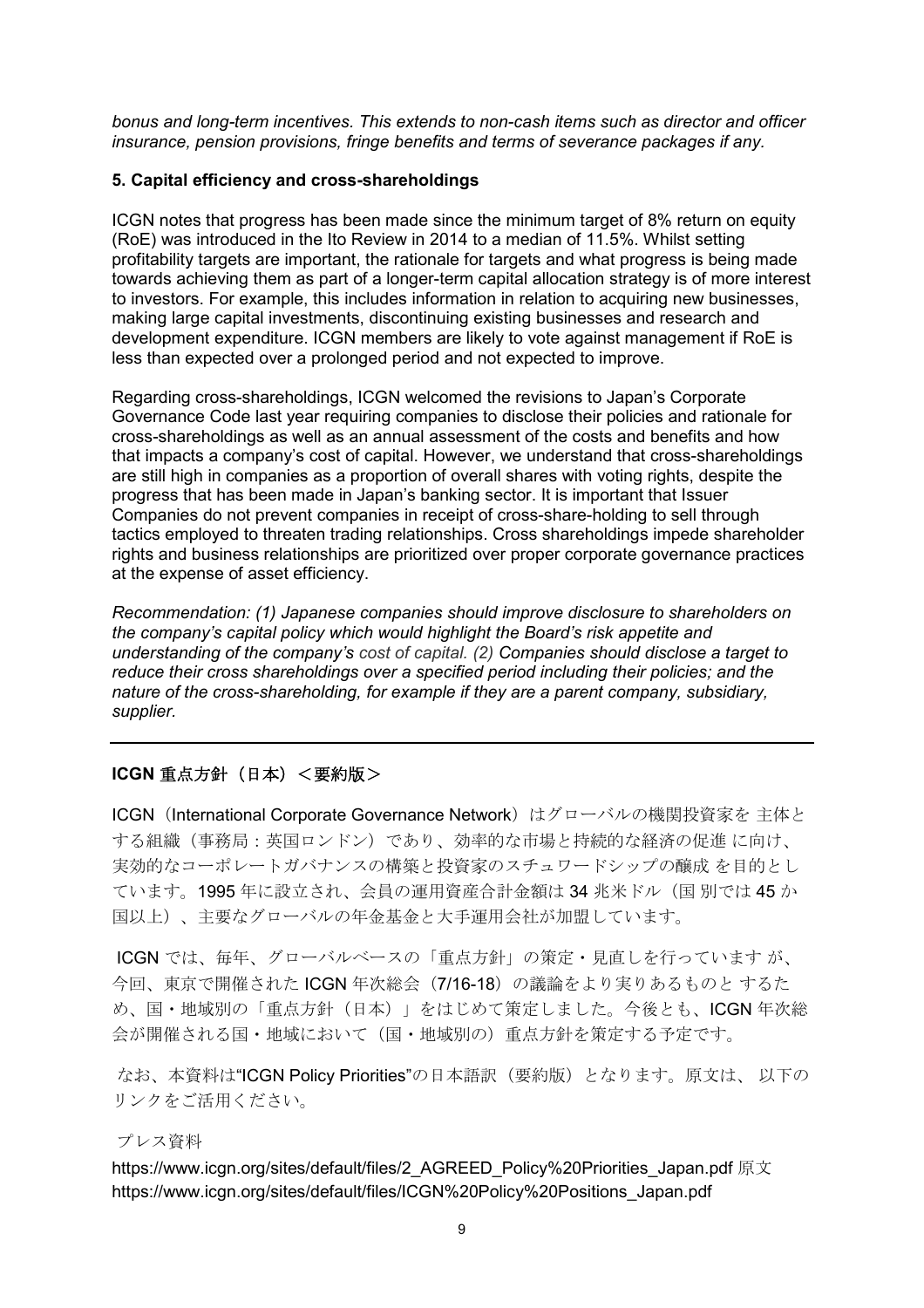*bonus and long-term incentives. This extends to non-cash items such as director and officer insurance, pension provisions, fringe benefits and terms of severance packages if any.*

**5. Capital efficiency and cross-shareholdings**

ICGN notes that progress has been made since the minimum target of 8% return on equity (RoE) was introduced in the Ito Review in 2014 to a median of 11.5%. Whilst setting profitability targets are important, the rationale for targets and what progress is being made towards achieving them as part of a longer-term capital allocation strategy is of more interest to investors. For example, this includes information in relation to acquiring new businesses, making large capital investments, discontinuing existing businesses and research and development expenditure. ICGN members are likely to vote against management if RoE is less than expected over a prolonged period and not expected to improve.

Regarding cross-shareholdings, ICGN welcomed the revisions to Japan's Corporate Governance Code last year requiring companies to disclose their policies and rationale for cross-shareholdings as well as an annual assessment of the costs and benefits and how that impacts a company's cost of capital. However, we understand that cross-shareholdings are still high in companies as a proportion of overall shares with voting rights, despite the progress that has been made in Japan's banking sector. It is important that Issuer Companies do not prevent companies in receipt of cross-share-holding to sell through tactics employed to threaten trading relationships. Cross shareholdings impede shareholder rights and business relationships are prioritized over proper corporate governance practices at the expense of asset efficiency.

*Recommendation: (1) Japanese companies should improve disclosure to shareholders on the company's capital policy which would highlight the Board's risk appetite and understanding of the company's cost of capital. (2) Companies should disclose a target to reduce their cross shareholdings over a specified period including their policies; and the nature of the cross-shareholding, for example if they are a parent company, subsidiary, supplier.*

---

**ICGN 重点方針（日本）＜要約版＞**

ICGN（International Corporate Governance Network）はグローバルの機関投資家を 主体とする組織（事務局：英国ロンドン）であり、効率的な市場と持続的な経済の促進 に向け、実効的なコーポレートガバナンスの構築と投資家のスチュワードシップの醸成 を目的としています。1995 年に設立され、会員の運用資産合計金額は 34 兆米ドル（国 別では 45 か国以上）、主要なグローバルの年金基金と大手運用会社が加盟しています。

ICGN では、毎年、グローバルベースの「重点方針」の策定・見直しを行っています が、今回、東京で開催された ICGN 年次総会（7/16-18）の議論をより実りあるものと するため、国・地域別の「重点方針（日本）」をはじめて策定しました。今後とも、ICGN 年次総会が開催される国・地域において（国・地域別の）重点方針を策定する予定です。

なお、本資料は"ICGN Policy Priorities"の日本語訳（要約版）となります。原文は、 以下のリンクをご活用ください。

プレス資料

https://www.icgn.org/sites/default/files/2_AGREED_Policy%20Priorities_Japan.pdf 原文
https://www.icgn.org/sites/default/files/ICGN%20Policy%20Positions_Japan.pdf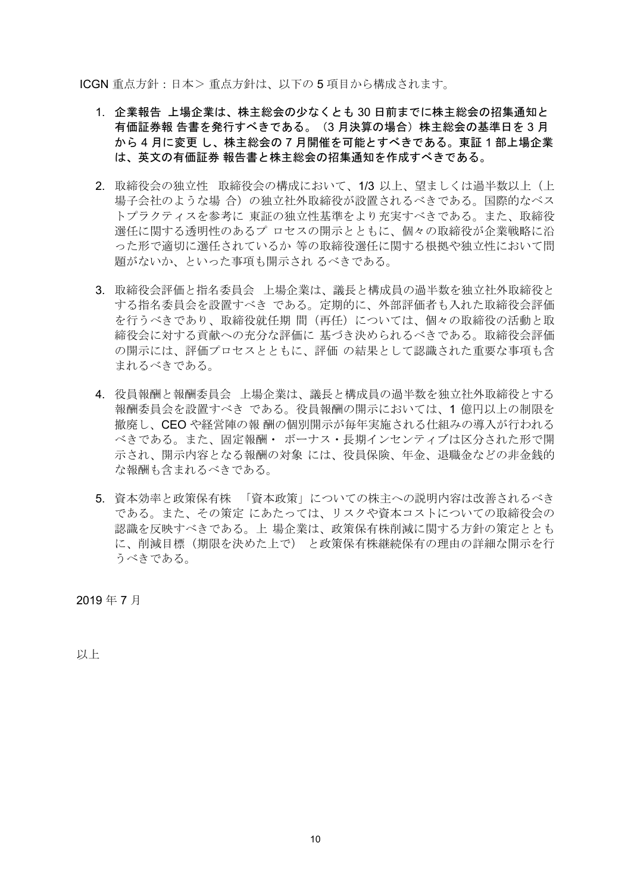ICGN 重点方針：日本＞ 重点方針は、以下の 5 項目から構成されます。

1. **企業報告 上場企業は、株主総会の少なくとも 30 日前までに株主総会の招集通知と有価証券報 告書を発行すべきである。（3 月決算の場合）株主総会の基準日を 3 月から 4 月に変更 し、株主総会の 7 月開催を可能とすべきである。東証 1 部上場企業は、英文の有価証券 報告書と株主総会の招集通知を作成すべきである。**

2. 取締役会の独立性 取締役会の構成において、1/3 以上、望ましくは過半数以上（上場子会社のような場 合）の独立社外取締役が設置されるべきである。国際的なベストプラクティスを参考に 東証の独立性基準をより充実すべきである。また、取締役選任に関する透明性のあるプ ロセスの開示とともに、個々の取締役が企業戦略に沿った形で適切に選任されているか 等の取締役選任に関する根拠や独立性において問題がないか、といった事項も開示され るべきである。

3. 取締役会評価と指名委員会 上場企業は、議長と構成員の過半数を独立社外取締役とする指名委員会を設置すべき である。定期的に、外部評価者も入れた取締役会評価を行うべきであり、取締役就任期 間（再任）については、個々の取締役の活動と取締役会に対する貢献への充分な評価に 基づき決められるべきである。取締役会評価の開示には、評価プロセスとともに、評価 の結果として認識された重要な事項も含まれるべきである。

4. 役員報酬と報酬委員会 上場企業は、議長と構成員の過半数を独立社外取締役とする報酬委員会を設置すべき である。役員報酬の開示においては、1 億円以上の制限を撤廃し、CEO や経営陣の報 酬の個別開示が毎年実施される仕組みの導入が行われるべきである。また、固定報酬・ ボーナス・長期インセンティブは区分された形で開示され、開示内容となる報酬の対象 には、役員保険、年金、退職金などの非金銭的な報酬も含まれるべきである。

5. 資本効率と政策保有株 「資本政策」についての株主への説明内容は改善されるべきである。また、その策定 にあたっては、リスクや資本コストについての取締役会の認識を反映すべきである。上 場企業は、政策保有株削減に関する方針の策定とともに、削減目標（期限を決めた上で） と政策保有株継続保有の理由の詳細な開示を行うべきである。

2019 年 7 月

以上